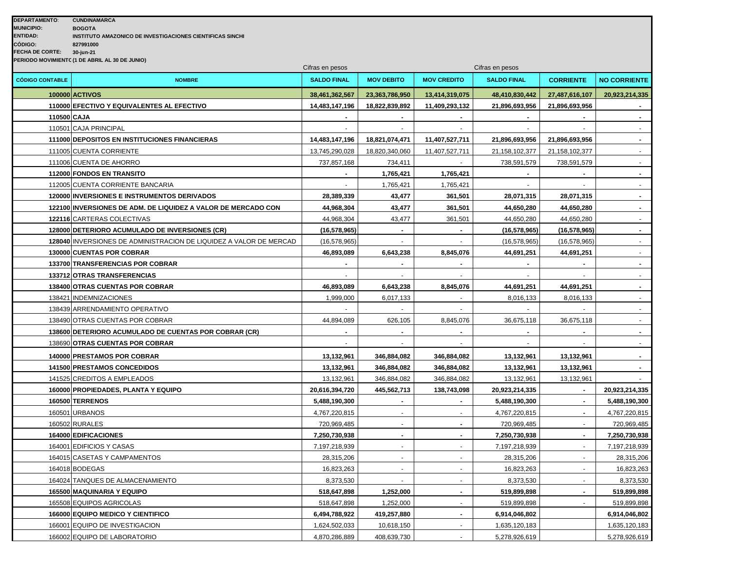**DEPARTAMENTO**: CUNDINAMARCA
**MUNICIPIO:** BOGOTA
**ENTIDAD:** INSTITUTO AMAZONICO DE INVESTIGACIONES CIENTIFICAS SINCHI
**CÓDIGO:** 827991000
**FECHA DE CORTE:** 30-jun-21
**PERIODO MOVIMIENTC (1 DE ABRIL AL 30 DE JUNIO)**

| CÓDIGO CONTABLE | NOMBRE | SALDO FINAL (Cifras en pesos) | MOV DEBITO | MOV CREDITO | SALDO FINAL (Cifras en pesos) | CORRIENTE | NO CORRIENTE |
|---|---|---|---|---|---|---|---|
| **100000** | **ACTIVOS** | **38,461,362,567** | **23,363,786,950** | **13,414,319,075** | **48,410,830,442** | **27,487,616,107** | **20,923,214,335** |
| **110000** | **EFECTIVO Y EQUIVALENTES AL EFECTIVO** | **14,483,147,196** | **18,822,839,892** | **11,409,293,132** | **21,896,693,956** | **21,896,693,956** | **-** |
| **110500** | **CAJA** | **-** | **-** | **-** | **-** | **-** | **-** |
| 110501 | CAJA PRINCIPAL | - | - | - | - | - | - |
| **111000** | **DEPOSITOS EN INSTITUCIONES FINANCIERAS** | **14,483,147,196** | **18,821,074,471** | **11,407,527,711** | **21,896,693,956** | **21,896,693,956** | **-** |
| 111005 | CUENTA CORRIENTE | 13,745,290,028 | 18,820,340,060 | 11,407,527,711 | 21,158,102,377 | 21,158,102,377 | - |
| 111006 | CUENTA DE AHORRO | 737,857,168 | 734,411 | - | 738,591,579 | 738,591,579 | - |
| **112000** | **FONDOS EN TRANSITO** | **-** | **1,765,421** | **1,765,421** | **-** | **-** | **-** |
| 112005 | CUENTA CORRIENTE BANCARIA | - | 1,765,421 | 1,765,421 | - | - | - |
| **120000** | **INVERSIONES E INSTRUMENTOS DERIVADOS** | **28,389,339** | **43,477** | **361,501** | **28,071,315** | **28,071,315** | **-** |
| **122100** | **INVERSIONES DE ADM. DE LIQUIDEZ A VALOR DE MERCADO CON** | **44,968,304** | **43,477** | **361,501** | **44,650,280** | **44,650,280** | **-** |
| **122116** | CARTERAS COLECTIVAS | 44,968,304 | 43,477 | 361,501 | 44,650,280 | 44,650,280 | - |
| **128000** | **DETERIORO ACUMULADO DE INVERSIONES (CR)** | **(16,578,965)** | **-** | **-** | **(16,578,965)** | **(16,578,965)** | **-** |
| **128040** | INVERSIONES DE ADMINISTRACION DE LIQUIDEZ A VALOR DE MERCAD | (16,578,965) | - | - | (16,578,965) | (16,578,965) | - |
| **130000** | **CUENTAS POR COBRAR** | **46,893,089** | **6,643,238** | **8,845,076** | **44,691,251** | **44,691,251** | - |
| **133700** | **TRANSFERENCIAS POR COBRAR** | **-** | **-** | **-** | **-** | **-** | **-** |
| **133712** | **OTRAS TRANSFERENCIAS** | - | - | - | - | - | - |
| **138400** | **OTRAS CUENTAS POR COBRAR** | **46,893,089** | **6,643,238** | **8,845,076** | **44,691,251** | **44,691,251** | **-** |
| 138421 | INDEMNIZACIONES | 1,999,000 | 6,017,133 | - | 8,016,133 | 8,016,133 | - |
| 138439 | ARRENDAMIENTO OPERATIVO | - | - | - | - | - | - |
| 138490 | OTRAS CUENTAS POR COBRAR | 44,894,089 | 626,105 | 8,845,076 | 36,675,118 | 36,675,118 | - |
| **138600** | **DETERIORO ACUMULADO DE CUENTAS POR COBRAR (CR)** | **-** | **-** | **-** | **-** | **-** | **-** |
| 138690 | **OTRAS CUENTAS POR COBRAR** | - | - | - | - | - | - |
| **140000** | **PRESTAMOS POR COBRAR** | **13,132,961** | **346,884,082** | **346,884,082** | **13,132,961** | **13,132,961** | **-** |
| **141500** | **PRESTAMOS CONCEDIDOS** | **13,132,961** | **346,884,082** | **346,884,082** | **13,132,961** | **13,132,961** | **-** |
| 141525 | CREDITOS A EMPLEADOS | 13,132,961 | 346,884,082 | 346,884,082 | 13,132,961 | 13,132,961 | - |
| **160000** | **PROPIEDADES, PLANTA Y EQUIPO** | **20,616,394,720** | **445,562,713** | **138,743,098** | **20,923,214,335** | **-** | **20,923,214,335** |
| **160500** | **TERRENOS** | **5,488,190,300** | **-** | **-** | **5,488,190,300** | **-** | **5,488,190,300** |
| 160501 | URBANOS | 4,767,220,815 | - | - | 4,767,220,815 | **-** | 4,767,220,815 |
| 160502 | RURALES | 720,969,485 | - | **-** | 720,969,485 | - | 720,969,485 |
| **164000** | **EDIFICACIONES** | **7,250,730,938** | **-** | **-** | **7,250,730,938** | **-** | **7,250,730,938** |
| 164001 | EDIFICIOS Y CASAS | 7,197,218,939 | - | - | 7,197,218,939 | - | 7,197,218,939 |
| 164015 | CASETAS Y CAMPAMENTOS | 28,315,206 | - | - | 28,315,206 | - | 28,315,206 |
| 164018 | BODEGAS | 16,823,263 | - | - | 16,823,263 | - | 16,823,263 |
| 164024 | TANQUES DE ALMACENAMIENTO | 8,373,530 | - | - | 8,373,530 | - | 8,373,530 |
| **165500** | **MAQUINARIA Y EQUIPO** | **518,647,898** | **1,252,000** | **-** | **519,899,898** | **-** | **519,899,898** |
| 165508 | EQUIPOS AGRICOLAS | 518,647,898 | 1,252,000 | - | 519,899,898 | - | 519,899,898 |
| **166000** | **EQUIPO MEDICO Y CIENTIFICO** | **6,494,788,922** | **419,257,880** | **-** | **6,914,046,802** | | **6,914,046,802** |
| 166001 | EQUIPO DE INVESTIGACION | 1,624,502,033 | 10,618,150 | - | 1,635,120,183 | | 1,635,120,183 |
| 166002 | EQUIPO DE LABORATORIO | 4,870,286,889 | 408,639,730 | - | 5,278,926,619 | | 5,278,926,619 |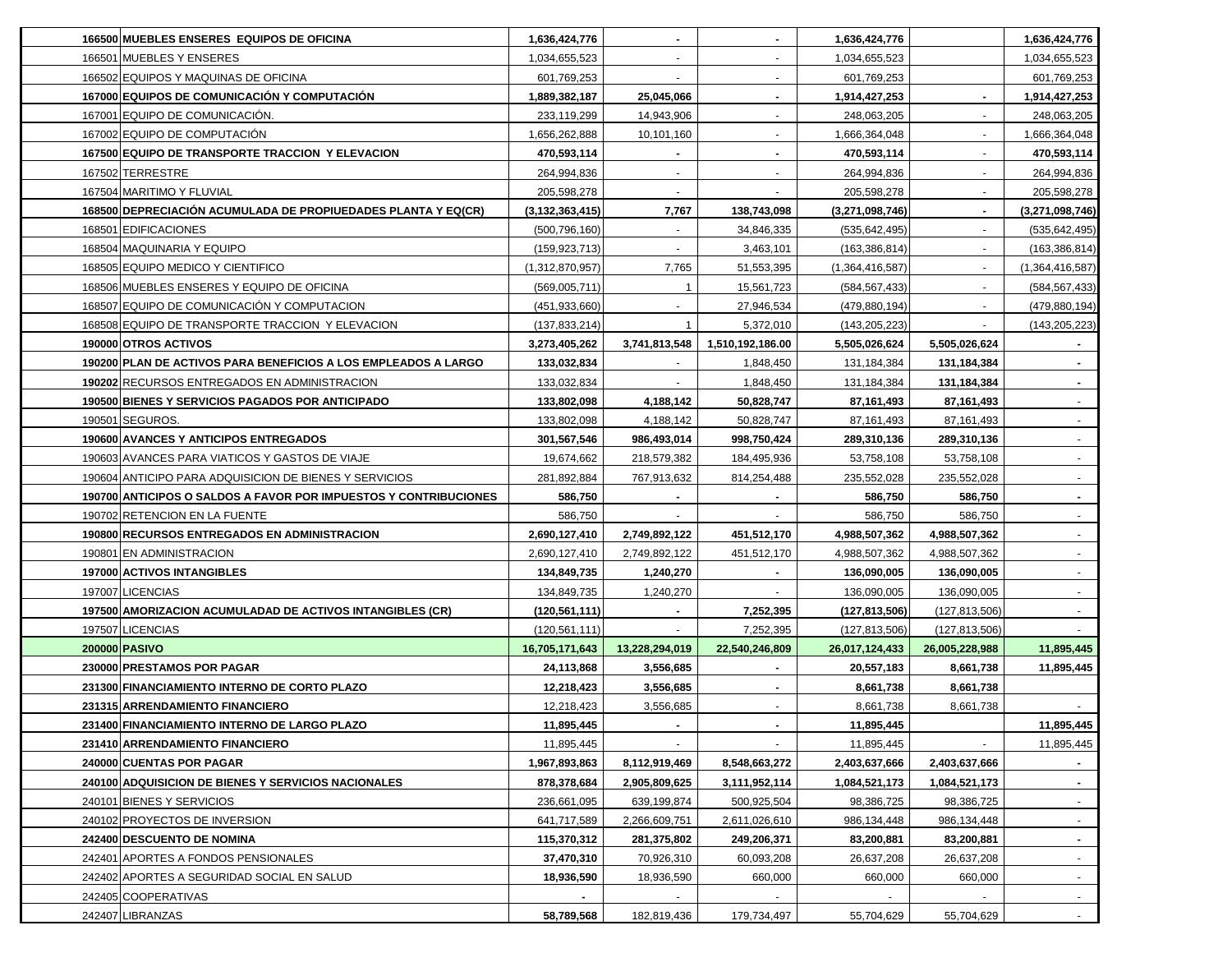| | | | | | | | |
|---|---|---|---|---|---|---|---|
| 166500 | **MUEBLES ENSERES EQUIPOS DE OFICINA** | **1,636,424,776** | **-** | **-** | **1,636,424,776** | | **1,636,424,776** |
| 166501 | MUEBLES Y ENSERES | 1,034,655,523 | - | - | 1,034,655,523 | | 1,034,655,523 |
| 166502 | EQUIPOS Y MAQUINAS DE OFICINA | 601,769,253 | - | - | 601,769,253 | | 601,769,253 |
| 167000 | **EQUIPOS DE COMUNICACIÓN Y COMPUTACIÓN** | **1,889,382,187** | **25,045,066** | **-** | **1,914,427,253** | **-** | **1,914,427,253** |
| 167001 | EQUIPO DE COMUNICACIÓN. | 233,119,299 | 14,943,906 | - | 248,063,205 | - | 248,063,205 |
| 167002 | EQUIPO DE COMPUTACIÓN | 1,656,262,888 | 10,101,160 | - | 1,666,364,048 | - | 1,666,364,048 |
| 167500 | **EQUIPO DE TRANSPORTE TRACCION Y ELEVACION** | **470,593,114** | **-** | **-** | **470,593,114** | - | **470,593,114** |
| 167502 | TERRESTRE | 264,994,836 | - | - | 264,994,836 | - | 264,994,836 |
| 167504 | MARITIMO Y FLUVIAL | 205,598,278 | - | - | 205,598,278 | - | 205,598,278 |
| 168500 | **DEPRECIACIÓN ACUMULADA DE PROPIUEDADES PLANTA Y EQ(CR)** | **(3,132,363,415)** | **7,767** | **138,743,098** | **(3,271,098,746)** | **-** | **(3,271,098,746)** |
| 168501 | EDIFICACIONES | (500,796,160) | - | 34,846,335 | (535,642,495) | - | (535,642,495) |
| 168504 | MAQUINARIA Y EQUIPO | (159,923,713) | - | 3,463,101 | (163,386,814) | - | (163,386,814) |
| 168505 | EQUIPO MEDICO Y CIENTIFICO | (1,312,870,957) | 7,765 | 51,553,395 | (1,364,416,587) | - | (1,364,416,587) |
| 168506 | MUEBLES ENSERES Y EQUIPO DE OFICINA | (569,005,711) | 1 | 15,561,723 | (584,567,433) | - | (584,567,433) |
| 168507 | EQUIPO DE COMUNICACIÓN Y COMPUTACION | (451,933,660) | - | 27,946,534 | (479,880,194) | - | (479,880,194) |
| 168508 | EQUIPO DE TRANSPORTE TRACCION Y ELEVACION | (137,833,214) | 1 | 5,372,010 | (143,205,223) | - | (143,205,223) |
| 190000 | **OTROS ACTIVOS** | **3,273,405,262** | **3,741,813,548** | **1,510,192,186.00** | **5,505,026,624** | **5,505,026,624** | **-** |
| 190200 | **PLAN DE ACTIVOS PARA BENEFICIOS A LOS EMPLEADOS A LARGO** | **133,032,834** | - | 1,848,450 | 131,184,384 | **131,184,384** | **-** |
| 190202 | RECURSOS ENTREGADOS EN ADMINISTRACION | 133,032,834 | - | 1,848,450 | 131,184,384 | **131,184,384** | **-** |
| 190500 | **BIENES Y SERVICIOS PAGADOS POR ANTICIPADO** | **133,802,098** | **4,188,142** | **50,828,747** | 87,161,493 | 87,161,493 | - |
| 190501 | SEGUROS. | 133,802,098 | 4,188,142 | 50,828,747 | 87,161,493 | 87,161,493 | - |
| 190600 | **AVANCES Y ANTICIPOS ENTREGADOS** | **301,567,546** | **986,493,014** | **998,750,424** | **289,310,136** | **289,310,136** | - |
| 190603 | AVANCES PARA VIATICOS Y GASTOS DE VIAJE | 19,674,662 | 218,579,382 | 184,495,936 | 53,758,108 | 53,758,108 | - |
| 190604 | ANTICIPO PARA ADQUISICION DE BIENES Y SERVICIOS | 281,892,884 | 767,913,632 | 814,254,488 | 235,552,028 | 235,552,028 | - |
| 190700 | **ANTICIPOS O SALDOS A FAVOR POR IMPUESTOS Y CONTRIBUCIONES** | **586,750** | **-** | **-** | **586,750** | **586,750** | **-** |
| 190702 | RETENCION EN LA FUENTE | 586,750 | - | - | 586,750 | 586,750 | - |
| 190800 | **RECURSOS ENTREGADOS EN ADMINISTRACION** | **2,690,127,410** | **2,749,892,122** | **451,512,170** | **4,988,507,362** | **4,988,507,362** | - |
| 190801 | EN ADMINISTRACION | 2,690,127,410 | 2,749,892,122 | 451,512,170 | 4,988,507,362 | 4,988,507,362 | - |
| 197000 | **ACTIVOS INTANGIBLES** | **134,849,735** | **1,240,270** | **-** | **136,090,005** | **136,090,005** | - |
| 197007 | LICENCIAS | 134,849,735 | 1,240,270 | - | 136,090,005 | 136,090,005 | - |
| 197500 | **AMORIZACION ACUMULADAD DE ACTIVOS INTANGIBLES (CR)** | **(120,561,111)** | **-** | **7,252,395** | **(127,813,506)** | (127,813,506) | - |
| 197507 | LICENCIAS | (120,561,111) | - | 7,252,395 | (127,813,506) | (127,813,506) | - |
| 200000 | **PASIVO** | **16,705,171,643** | **13,228,294,019** | **22,540,246,809** | **26,017,124,433** | **26,005,228,988** | **11,895,445** |
| 230000 | **PRESTAMOS POR PAGAR** | **24,113,868** | **3,556,685** | **-** | **20,557,183** | **8,661,738** | **11,895,445** |
| 231300 | **FINANCIAMIENTO INTERNO DE CORTO PLAZO** | **12,218,423** | **3,556,685** | **-** | **8,661,738** | **8,661,738** | |
| 231315 | **ARRENDAMIENTO FINANCIERO** | 12,218,423 | 3,556,685 | - | 8,661,738 | 8,661,738 | - |
| 231400 | **FINANCIAMIENTO INTERNO DE LARGO PLAZO** | **11,895,445** | **-** | **-** | **11,895,445** | | **11,895,445** |
| 231410 | **ARRENDAMIENTO FINANCIERO** | 11,895,445 | - | - | 11,895,445 | - | 11,895,445 |
| 240000 | **CUENTAS POR PAGAR** | **1,967,893,863** | **8,112,919,469** | **8,548,663,272** | **2,403,637,666** | **2,403,637,666** | **-** |
| 240100 | **ADQUISICION DE BIENES Y SERVICIOS NACIONALES** | **878,378,684** | **2,905,809,625** | **3,111,952,114** | **1,084,521,173** | **1,084,521,173** | **-** |
| 240101 | BIENES Y SERVICIOS | 236,661,095 | 639,199,874 | 500,925,504 | 98,386,725 | 98,386,725 | - |
| 240102 | PROYECTOS DE INVERSION | 641,717,589 | 2,266,609,751 | 2,611,026,610 | 986,134,448 | 986,134,448 | - |
| 242400 | **DESCUENTO DE NOMINA** | **115,370,312** | **281,375,802** | **249,206,371** | **83,200,881** | **83,200,881** | **-** |
| 242401 | APORTES A FONDOS PENSIONALES | **37,470,310** | 70,926,310 | 60,093,208 | 26,637,208 | 26,637,208 | - |
| 242402 | APORTES A SEGURIDAD SOCIAL EN SALUD | **18,936,590** | 18,936,590 | 660,000 | 660,000 | 660,000 | - |
| 242405 | COOPERATIVAS | **-** | - | - | - | - | - |
| 242407 | LIBRANZAS | **58,789,568** | 182,819,436 | 179,734,497 | 55,704,629 | 55,704,629 | - |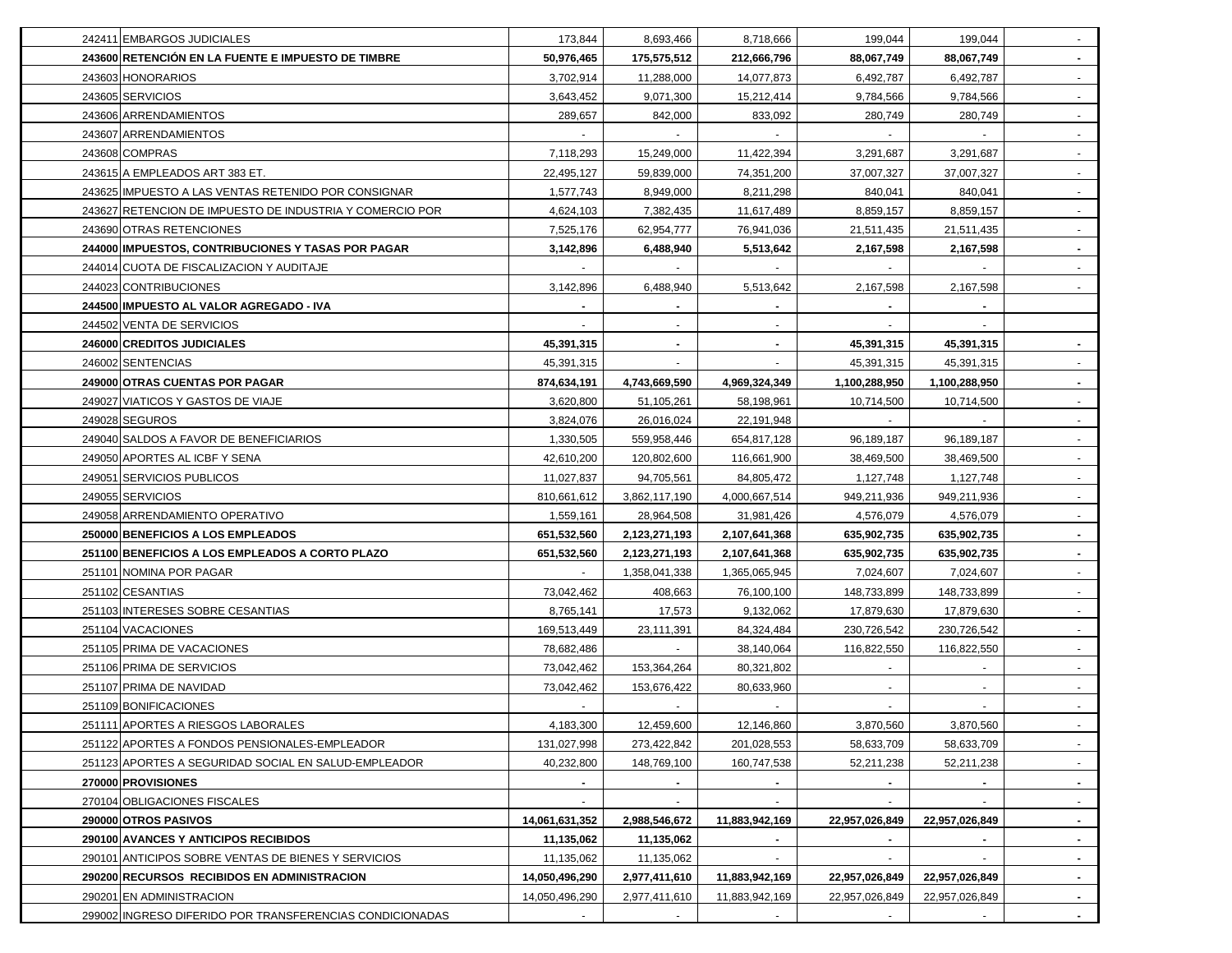| | | | | | | | |
|---|---|---|---|---|---|---|---|
| 242411 | EMBARGOS JUDICIALES | 173,844 | 8,693,466 | 8,718,666 | 199,044 | 199,044 | - |
| **243600** | **RETENCIÓN EN LA FUENTE E IMPUESTO DE TIMBRE** | **50,976,465** | **175,575,512** | **212,666,796** | **88,067,749** | **88,067,749** | **-** |
| 243603 | HONORARIOS | 3,702,914 | 11,288,000 | 14,077,873 | 6,492,787 | 6,492,787 | - |
| 243605 | SERVICIOS | 3,643,452 | 9,071,300 | 15,212,414 | 9,784,566 | 9,784,566 | - |
| 243606 | ARRENDAMIENTOS | 289,657 | 842,000 | 833,092 | 280,749 | 280,749 | - |
| 243607 | ARRENDAMIENTOS | - | - | - | - | - | - |
| 243608 | COMPRAS | 7,118,293 | 15,249,000 | 11,422,394 | 3,291,687 | 3,291,687 | - |
| 243615 | A EMPLEADOS ART 383 ET. | 22,495,127 | 59,839,000 | 74,351,200 | 37,007,327 | 37,007,327 | - |
| 243625 | IMPUESTO A LAS VENTAS RETENIDO POR CONSIGNAR | 1,577,743 | 8,949,000 | 8,211,298 | 840,041 | 840,041 | - |
| 243627 | RETENCION DE IMPUESTO DE INDUSTRIA Y COMERCIO POR | 4,624,103 | 7,382,435 | 11,617,489 | 8,859,157 | 8,859,157 | - |
| 243690 | OTRAS RETENCIONES | 7,525,176 | 62,954,777 | 76,941,036 | 21,511,435 | 21,511,435 | - |
| **244000** | **IMPUESTOS, CONTRIBUCIONES Y TASAS POR PAGAR** | **3,142,896** | **6,488,940** | **5,513,642** | **2,167,598** | **2,167,598** | **-** |
| 244014 | CUOTA DE FISCALIZACION Y AUDITAJE | - | - | - | - | - | - |
| 244023 | CONTRIBUCIONES | 3,142,896 | 6,488,940 | 5,513,642 | 2,167,598 | 2,167,598 | - |
| **244500** | **IMPUESTO AL VALOR AGREGADO - IVA** | **-** | **-** | **-** | **-** | **-** | |
| 244502 | VENTA DE SERVICIOS | - | - | - | - | - | |
| **246000** | **CREDITOS JUDICIALES** | **45,391,315** | **-** | **-** | **45,391,315** | **45,391,315** | **-** |
| 246002 | SENTENCIAS | 45,391,315 | - | - | 45,391,315 | 45,391,315 | - |
| **249000** | **OTRAS CUENTAS POR PAGAR** | **874,634,191** | **4,743,669,590** | **4,969,324,349** | **1,100,288,950** | **1,100,288,950** | **-** |
| 249027 | VIATICOS Y GASTOS DE VIAJE | 3,620,800 | 51,105,261 | 58,198,961 | 10,714,500 | 10,714,500 | - |
| 249028 | SEGUROS | 3,824,076 | 26,016,024 | 22,191,948 | - | - | - |
| 249040 | SALDOS A FAVOR DE BENEFICIARIOS | 1,330,505 | 559,958,446 | 654,817,128 | 96,189,187 | 96,189,187 | - |
| 249050 | APORTES AL ICBF Y SENA | 42,610,200 | 120,802,600 | 116,661,900 | 38,469,500 | 38,469,500 | - |
| 249051 | SERVICIOS PUBLICOS | 11,027,837 | 94,705,561 | 84,805,472 | 1,127,748 | 1,127,748 | - |
| 249055 | SERVICIOS | 810,661,612 | 3,862,117,190 | 4,000,667,514 | 949,211,936 | 949,211,936 | - |
| 249058 | ARRENDAMIENTO OPERATIVO | 1,559,161 | 28,964,508 | 31,981,426 | 4,576,079 | 4,576,079 | - |
| **250000** | **BENEFICIOS A LOS EMPLEADOS** | **651,532,560** | **2,123,271,193** | **2,107,641,368** | **635,902,735** | **635,902,735** | **-** |
| **251100** | **BENEFICIOS A LOS EMPLEADOS A CORTO PLAZO** | **651,532,560** | **2,123,271,193** | **2,107,641,368** | **635,902,735** | **635,902,735** | **-** |
| 251101 | NOMINA POR PAGAR | - | 1,358,041,338 | 1,365,065,945 | 7,024,607 | 7,024,607 | - |
| 251102 | CESANTIAS | 73,042,462 | 408,663 | 76,100,100 | 148,733,899 | 148,733,899 | - |
| 251103 | INTERESES SOBRE CESANTIAS | 8,765,141 | 17,573 | 9,132,062 | 17,879,630 | 17,879,630 | - |
| 251104 | VACACIONES | 169,513,449 | 23,111,391 | 84,324,484 | 230,726,542 | 230,726,542 | - |
| 251105 | PRIMA DE VACACIONES | 78,682,486 | - | 38,140,064 | 116,822,550 | 116,822,550 | - |
| 251106 | PRIMA DE SERVICIOS | 73,042,462 | 153,364,264 | 80,321,802 | - | - | - |
| 251107 | PRIMA DE NAVIDAD | 73,042,462 | 153,676,422 | 80,633,960 | - | - | - |
| 251109 | BONIFICACIONES | - | - | - | - | - | - |
| 251111 | APORTES A RIESGOS LABORALES | 4,183,300 | 12,459,600 | 12,146,860 | 3,870,560 | 3,870,560 | - |
| 251122 | APORTES A FONDOS PENSIONALES-EMPLEADOR | 131,027,998 | 273,422,842 | 201,028,553 | 58,633,709 | 58,633,709 | - |
| 251123 | APORTES A SEGURIDAD SOCIAL EN SALUD-EMPLEADOR | 40,232,800 | 148,769,100 | 160,747,538 | 52,211,238 | 52,211,238 | - |
| **270000** | **PROVISIONES** | **-** | **-** | **-** | **-** | **-** | **-** |
| 270104 | OBLIGACIONES FISCALES | - | - | - | - | - | - |
| **290000** | **OTROS PASIVOS** | **14,061,631,352** | **2,988,546,672** | **11,883,942,169** | **22,957,026,849** | **22,957,026,849** | **-** |
| **290100** | **AVANCES Y ANTICIPOS RECIBIDOS** | **11,135,062** | **11,135,062** | **-** | **-** | **-** | **-** |
| 290101 | ANTICIPOS SOBRE VENTAS DE BIENES Y SERVICIOS | 11,135,062 | 11,135,062 | - | - | - | - |
| **290200** | **RECURSOS RECIBIDOS EN ADMINISTRACION** | **14,050,496,290** | **2,977,411,610** | **11,883,942,169** | **22,957,026,849** | **22,957,026,849** | **-** |
| 290201 | EN ADMINISTRACION | 14,050,496,290 | 2,977,411,610 | 11,883,942,169 | 22,957,026,849 | 22,957,026,849 | - |
| 299002 | INGRESO DIFERIDO POR TRANSFERENCIAS CONDICIONADAS | - | - | - | - | - | - |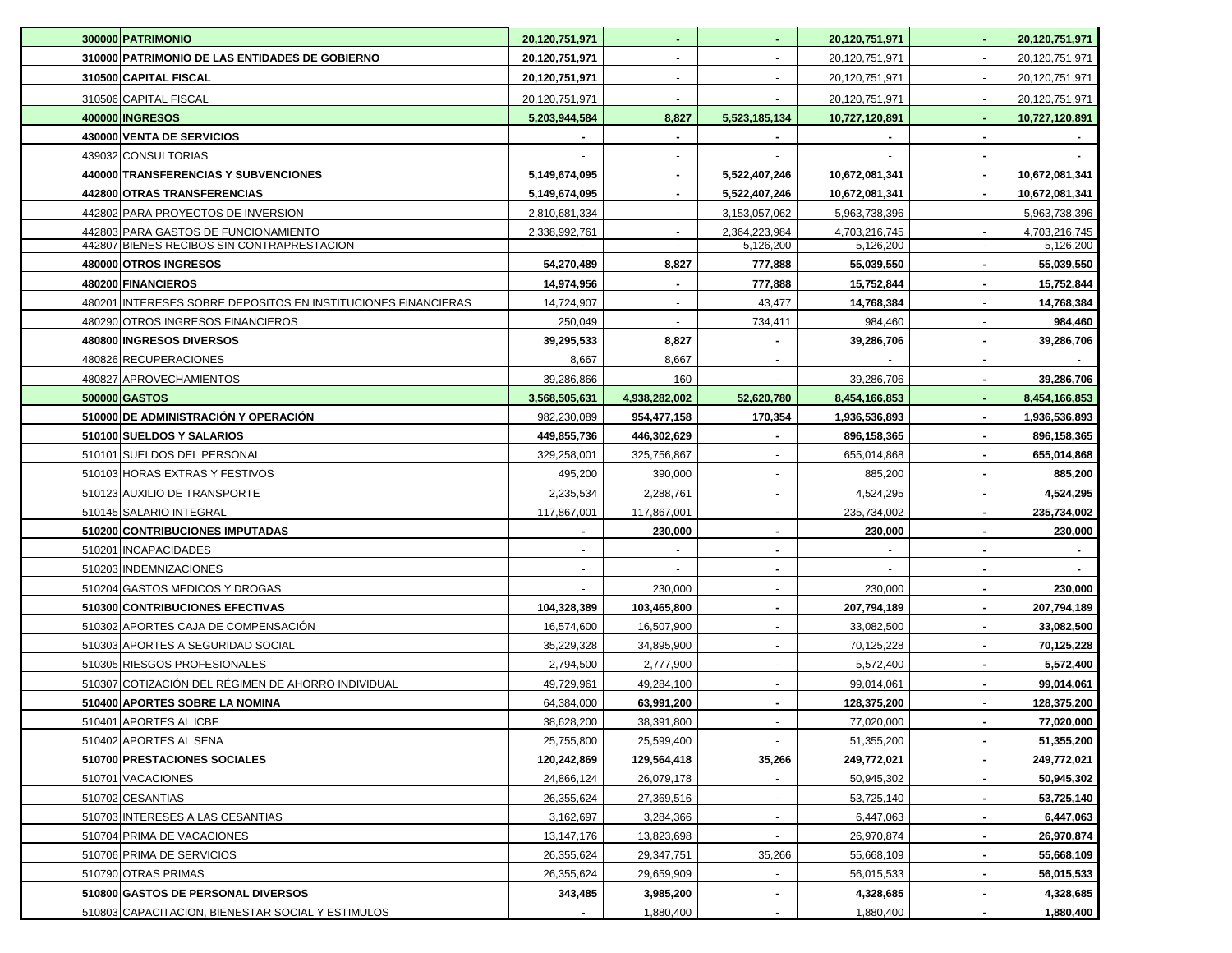| Código | Cuenta | | | | | | |
|---|---|---|---|---|---|---|---|
| **300000** | **PATRIMONIO** | **20,120,751,971** | **-** | **-** | **20,120,751,971** | **-** | **20,120,751,971** |
| **310000** | **PATRIMONIO DE LAS ENTIDADES DE GOBIERNO** | **20,120,751,971** | - | - | 20,120,751,971 | - | 20,120,751,971 |
| **310500** | **CAPITAL FISCAL** | **20,120,751,971** | - | - | 20,120,751,971 | - | 20,120,751,971 |
| 310506 | CAPITAL FISCAL | 20,120,751,971 | - | - | 20,120,751,971 | - | 20,120,751,971 |
| **400000** | **INGRESOS** | **5,203,944,584** | **8,827** | **5,523,185,134** | **10,727,120,891** | **-** | **10,727,120,891** |
| **430000** | **VENTA DE SERVICIOS** | **-** | **-** | **-** | **-** | **-** | **-** |
| 439032 | CONSULTORIAS | - | - | - | - | **-** | **-** |
| **440000** | **TRANSFERENCIAS Y SUBVENCIONES** | **5,149,674,095** | **-** | **5,522,407,246** | **10,672,081,341** | **-** | **10,672,081,341** |
| **442800** | **OTRAS TRANSFERENCIAS** | **5,149,674,095** | **-** | **5,522,407,246** | **10,672,081,341** | **-** | **10,672,081,341** |
| 442802 | PARA PROYECTOS DE INVERSION | 2,810,681,334 | - | 3,153,057,062 | 5,963,738,396 | | 5,963,738,396 |
| 442803 | PARA GASTOS DE FUNCIONAMIENTO | 2,338,992,761 | - | 2,364,223,984 | 4,703,216,745 | - | 4,703,216,745 |
| 442807 | BIENES RECIBOS SIN CONTRAPRESTACION | - | - | 5,126,200 | 5,126,200 | - | 5,126,200 |
| **480000** | **OTROS INGRESOS** | **54,270,489** | **8,827** | **777,888** | **55,039,550** | **-** | **55,039,550** |
| **480200** | **FINANCIEROS** | **14,974,956** | **-** | **777,888** | **15,752,844** | **-** | **15,752,844** |
| 480201 | INTERESES SOBRE DEPOSITOS EN INSTITUCIONES FINANCIERAS | 14,724,907 | - | 43,477 | **14,768,384** | - | **14,768,384** |
| 480290 | OTROS INGRESOS FINANCIEROS | 250,049 | - | 734,411 | 984,460 | - | **984,460** |
| **480800** | **INGRESOS DIVERSOS** | **39,295,533** | **8,827** | **-** | **39,286,706** | **-** | **39,286,706** |
| 480826 | RECUPERACIONES | 8,667 | 8,667 | - | - | **-** | - |
| 480827 | APROVECHAMIENTOS | 39,286,866 | 160 | - | 39,286,706 | **-** | **39,286,706** |
| **500000** | **GASTOS** | **3,568,505,631** | **4,938,282,002** | **52,620,780** | **8,454,166,853** | **-** | **8,454,166,853** |
| **510000** | **DE ADMINISTRACIÓN Y OPERACIÓN** | 982,230,089 | **954,477,158** | **170,354** | **1,936,536,893** | **-** | **1,936,536,893** |
| **510100** | **SUELDOS Y SALARIOS** | **449,855,736** | **446,302,629** | **-** | **896,158,365** | **-** | **896,158,365** |
| 510101 | SUELDOS DEL PERSONAL | 329,258,001 | 325,756,867 | - | 655,014,868 | **-** | **655,014,868** |
| 510103 | HORAS EXTRAS Y FESTIVOS | 495,200 | 390,000 | - | 885,200 | **-** | **885,200** |
| 510123 | AUXILIO DE TRANSPORTE | 2,235,534 | 2,288,761 | - | 4,524,295 | **-** | **4,524,295** |
| 510145 | SALARIO INTEGRAL | 117,867,001 | 117,867,001 | - | 235,734,002 | **-** | **235,734,002** |
| **510200** | **CONTRIBUCIONES IMPUTADAS** | **-** | **230,000** | **-** | **230,000** | **-** | **230,000** |
| 510201 | INCAPACIDADES | - | - | **-** | - | **-** | **-** |
| 510203 | INDEMNIZACIONES | - | - | **-** | - | **-** | **-** |
| 510204 | GASTOS MEDICOS Y DROGAS | - | 230,000 | - | 230,000 | **-** | **230,000** |
| **510300** | **CONTRIBUCIONES EFECTIVAS** | **104,328,389** | **103,465,800** | **-** | **207,794,189** | **-** | **207,794,189** |
| 510302 | APORTES CAJA DE COMPENSACIÓN | 16,574,600 | 16,507,900 | - | 33,082,500 | **-** | **33,082,500** |
| 510303 | APORTES A SEGURIDAD SOCIAL | 35,229,328 | 34,895,900 | - | 70,125,228 | **-** | **70,125,228** |
| 510305 | RIESGOS PROFESIONALES | 2,794,500 | 2,777,900 | - | 5,572,400 | **-** | **5,572,400** |
| 510307 | COTIZACIÓN DEL RÉGIMEN DE AHORRO INDIVIDUAL | 49,729,961 | 49,284,100 | - | 99,014,061 | **-** | **99,014,061** |
| **510400** | **APORTES SOBRE LA NOMINA** | **64,384,000** | **63,991,200** | **-** | **128,375,200** | - | **128,375,200** |
| 510401 | APORTES AL ICBF | 38,628,200 | 38,391,800 | - | 77,020,000 | **-** | **77,020,000** |
| 510402 | APORTES AL SENA | 25,755,800 | 25,599,400 | - | 51,355,200 | **-** | **51,355,200** |
| **510700** | **PRESTACIONES SOCIALES** | **120,242,869** | **129,564,418** | **35,266** | **249,772,021** | **-** | **249,772,021** |
| 510701 | VACACIONES | 24,866,124 | 26,079,178 | - | 50,945,302 | **-** | **50,945,302** |
| 510702 | CESANTIAS | 26,355,624 | 27,369,516 | - | 53,725,140 | **-** | **53,725,140** |
| 510703 | INTERESES A LAS CESANTIAS | 3,162,697 | 3,284,366 | - | 6,447,063 | **-** | **6,447,063** |
| 510704 | PRIMA DE VACACIONES | 13,147,176 | 13,823,698 | - | 26,970,874 | **-** | **26,970,874** |
| 510706 | PRIMA DE SERVICIOS | 26,355,624 | 29,347,751 | 35,266 | 55,668,109 | **-** | **55,668,109** |
| 510790 | OTRAS PRIMAS | 26,355,624 | 29,659,909 | - | 56,015,533 | **-** | **56,015,533** |
| **510800** | **GASTOS DE PERSONAL DIVERSOS** | **343,485** | **3,985,200** | **-** | **4,328,685** | **-** | **4,328,685** |
| 510803 | CAPACITACION, BIENESTAR SOCIAL Y ESTIMULOS | - | 1,880,400 | - | 1,880,400 | **-** | **1,880,400** |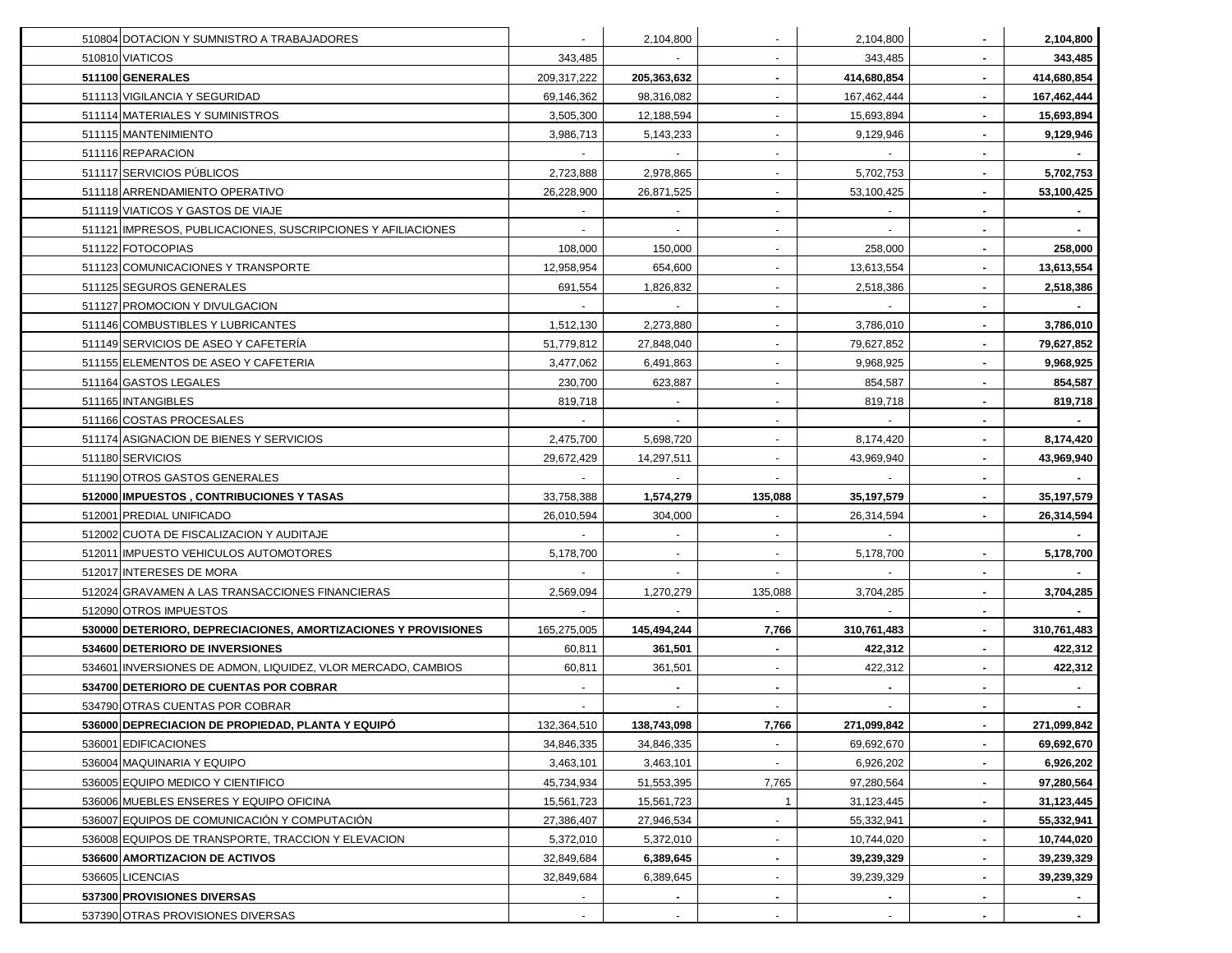| | | | | | | |
|---|---|---|---|---|---|---|
| 510804 | DOTACION Y SUMNISTRO A TRABAJADORES | - | 2,104,800 | - | 2,104,800 | - | **2,104,800** |
| 510810 | VIATICOS | 343,485 | - | - | 343,485 | - | **343,485** |
| **511100** | **GENERALES** | 209,317,222 | **205,363,632** | - | 414,680,854 | - | **414,680,854** |
| 511113 | VIGILANCIA Y SEGURIDAD | 69,146,362 | 98,316,082 | - | 167,462,444 | - | **167,462,444** |
| 511114 | MATERIALES Y SUMINISTROS | 3,505,300 | 12,188,594 | - | 15,693,894 | - | **15,693,894** |
| 511115 | MANTENIMIENTO | 3,986,713 | 5,143,233 | - | 9,129,946 | - | **9,129,946** |
| 511116 | REPARACION | - | - | - | - | - | **-** |
| 511117 | SERVICIOS PÚBLICOS | 2,723,888 | 2,978,865 | - | 5,702,753 | - | **5,702,753** |
| 511118 | ARRENDAMIENTO OPERATIVO | 26,228,900 | 26,871,525 | - | 53,100,425 | - | **53,100,425** |
| 511119 | VIATICOS Y GASTOS DE VIAJE | - | - | - | - | - | **-** |
| 511121 | IMPRESOS, PUBLICACIONES, SUSCRIPCIONES Y AFILIACIONES | - | - | - | - | - | **-** |
| 511122 | FOTOCOPIAS | 108,000 | 150,000 | - | 258,000 | - | **258,000** |
| 511123 | COMUNICACIONES Y TRANSPORTE | 12,958,954 | 654,600 | - | 13,613,554 | - | **13,613,554** |
| 511125 | SEGUROS GENERALES | 691,554 | 1,826,832 | - | 2,518,386 | - | **2,518,386** |
| 511127 | PROMOCION Y DIVULGACION | - | - | - | - | - | **-** |
| 511146 | COMBUSTIBLES Y LUBRICANTES | 1,512,130 | 2,273,880 | - | 3,786,010 | - | **3,786,010** |
| 511149 | SERVICIOS DE ASEO Y CAFETERÍA | 51,779,812 | 27,848,040 | - | 79,627,852 | - | **79,627,852** |
| 511155 | ELEMENTOS DE ASEO Y CAFETERIA | 3,477,062 | 6,491,863 | - | 9,968,925 | - | **9,968,925** |
| 511164 | GASTOS LEGALES | 230,700 | 623,887 | - | 854,587 | - | **854,587** |
| 511165 | INTANGIBLES | 819,718 | - | - | 819,718 | - | **819,718** |
| 511166 | COSTAS PROCESALES | - | - | - | - | - | **-** |
| 511174 | ASIGNACION DE BIENES Y SERVICIOS | 2,475,700 | 5,698,720 | - | 8,174,420 | - | **8,174,420** |
| 511180 | SERVICIOS | 29,672,429 | 14,297,511 | - | 43,969,940 | - | **43,969,940** |
| 511190 | OTROS GASTOS GENERALES | - | - | - | - | - | **-** |
| **512000** | **IMPUESTOS , CONTRIBUCIONES Y TASAS** | 33,758,388 | **1,574,279** | **135,088** | **35,197,579** | - | **35,197,579** |
| 512001 | PREDIAL UNIFICADO | 26,010,594 | 304,000 | - | 26,314,594 | - | **26,314,594** |
| 512002 | CUOTA DE FISCALIZACION Y AUDITAJE | - | - | - | - | | **-** |
| 512011 | IMPUESTO VEHICULOS AUTOMOTORES | 5,178,700 | - | - | 5,178,700 | - | **5,178,700** |
| 512017 | INTERESES DE MORA | - | - | - | - | - | **-** |
| 512024 | GRAVAMEN A LAS TRANSACCIONES FINANCIERAS | 2,569,094 | 1,270,279 | 135,088 | 3,704,285 | - | **3,704,285** |
| 512090 | OTROS IMPUESTOS | - | - | - | - | - | **-** |
| **530000** | **DETERIORO, DEPRECIACIONES, AMORTIZACIONES Y PROVISIONES** | 165,275,005 | **145,494,244** | **7,766** | **310,761,483** | - | **310,761,483** |
| **534600** | **DETERIORO DE INVERSIONES** | 60,811 | **361,501** | **-** | **422,312** | - | **422,312** |
| 534601 | INVERSIONES DE ADMON, LIQUIDEZ, VLOR MERCADO, CAMBIOS | 60,811 | 361,501 | - | 422,312 | - | **422,312** |
| **534700** | **DETERIORO DE CUENTAS POR COBRAR** | - | **-** | **-** | **-** | - | **-** |
| 534790 | OTRAS CUENTAS POR COBRAR | - | - | - | - | - | **-** |
| **536000** | **DEPRECIACION DE PROPIEDAD, PLANTA Y EQUIPÓ** | 132,364,510 | **138,743,098** | **7,766** | **271,099,842** | - | **271,099,842** |
| 536001 | EDIFICACIONES | 34,846,335 | 34,846,335 | - | 69,692,670 | - | **69,692,670** |
| 536004 | MAQUINARIA Y EQUIPO | 3,463,101 | 3,463,101 | - | 6,926,202 | - | **6,926,202** |
| 536005 | EQUIPO MEDICO Y CIENTIFICO | 45,734,934 | 51,553,395 | 7,765 | 97,280,564 | - | **97,280,564** |
| 536006 | MUEBLES ENSERES Y EQUIPO OFICINA | 15,561,723 | 15,561,723 | 1 | 31,123,445 | - | **31,123,445** |
| 536007 | EQUIPOS DE COMUNICACIÓN Y COMPUTACIÓN | 27,386,407 | 27,946,534 | - | 55,332,941 | - | **55,332,941** |
| 536008 | EQUIPOS DE TRANSPORTE, TRACCION Y ELEVACION | 5,372,010 | 5,372,010 | - | 10,744,020 | - | **10,744,020** |
| **536600** | **AMORTIZACION DE ACTIVOS** | 32,849,684 | **6,389,645** | **-** | **39,239,329** | - | **39,239,329** |
| 536605 | LICENCIAS | 32,849,684 | 6,389,645 | - | 39,239,329 | - | **39,239,329** |
| **537300** | **PROVISIONES DIVERSAS** | - | **-** | **-** | **-** | - | **-** |
| 537390 | OTRAS PROVISIONES DIVERSAS | - | - | - | - | - | **-** |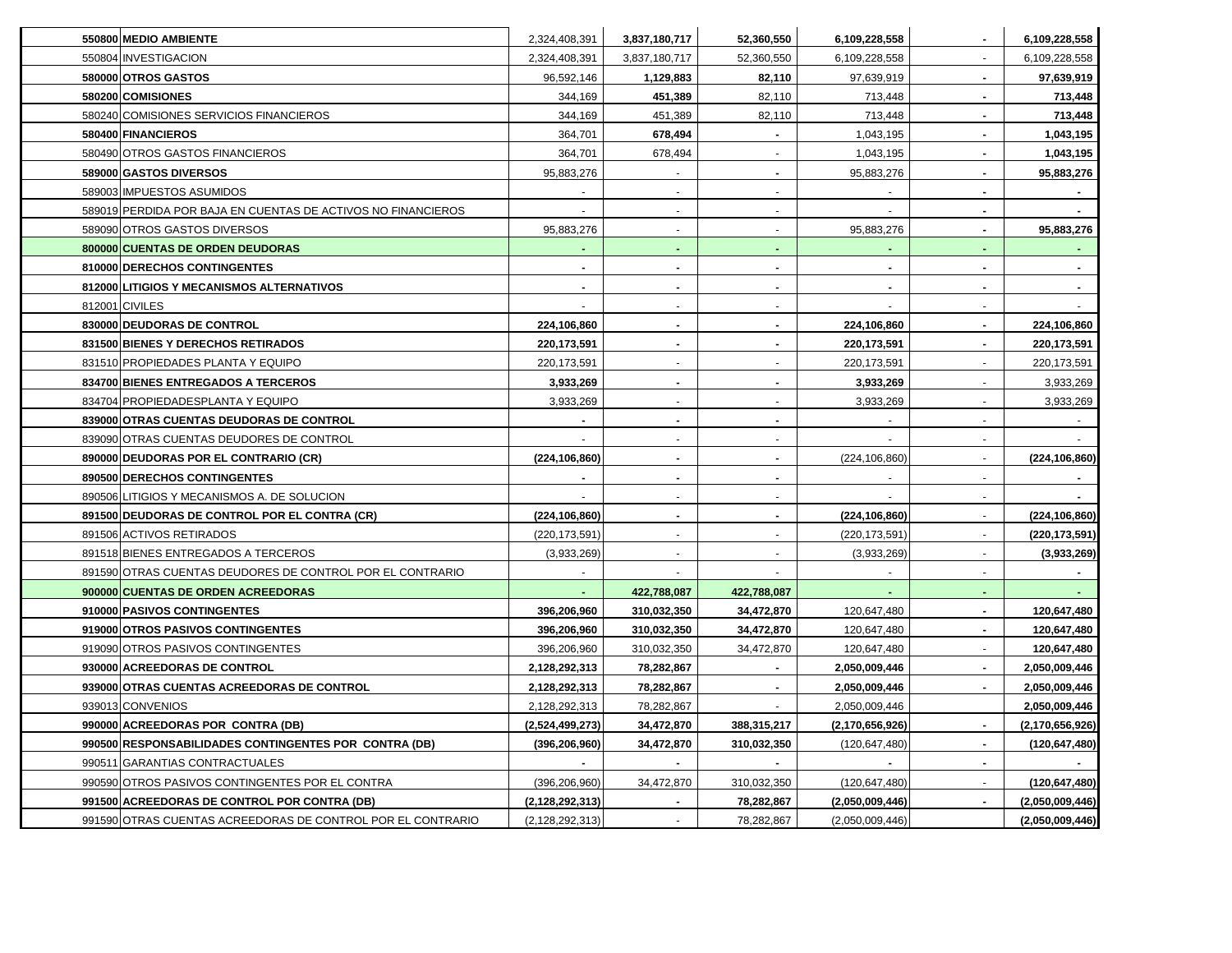| | | | | | | | |
|---|---|---|---|---|---|---|---|
| 550800 | **MEDIO AMBIENTE** | 2,324,408,391 | **3,837,180,717** | **52,360,550** | **6,109,228,558** | **-** | **6,109,228,558** |
| 550804 | INVESTIGACION | 2,324,408,391 | 3,837,180,717 | 52,360,550 | 6,109,228,558 | - | 6,109,228,558 |
| 580000 | **OTROS GASTOS** | 96,592,146 | **1,129,883** | **82,110** | 97,639,919 | **-** | **97,639,919** |
| 580200 | **COMISIONES** | 344,169 | **451,389** | 82,110 | 713,448 | **-** | **713,448** |
| 580240 | COMISIONES SERVICIOS FINANCIEROS | 344,169 | 451,389 | 82,110 | 713,448 | **-** | **713,448** |
| 580400 | **FINANCIEROS** | 364,701 | **678,494** | **-** | 1,043,195 | **-** | **1,043,195** |
| 580490 | OTROS GASTOS FINANCIEROS | 364,701 | 678,494 | - | 1,043,195 | **-** | **1,043,195** |
| 589000 | **GASTOS DIVERSOS** | 95,883,276 | - | **-** | 95,883,276 | **-** | **95,883,276** |
| 589003 | IMPUESTOS ASUMIDOS | - | - | - | - | **-** | **-** |
| 589019 | PERDIDA POR BAJA EN CUENTAS DE ACTIVOS NO FINANCIEROS | - | - | - | - | **-** | **-** |
| 589090 | OTROS GASTOS DIVERSOS | 95,883,276 | - | - | 95,883,276 | **-** | **95,883,276** |
| 800000 | **CUENTAS DE ORDEN DEUDORAS** | **-** | **-** | **-** | **-** | **-** | **-** |
| 810000 | **DERECHOS CONTINGENTES** | **-** | **-** | **-** | **-** | **-** | **-** |
| 812000 | **LITIGIOS Y MECANISMOS ALTERNATIVOS** | **-** | **-** | **-** | **-** | **-** | **-** |
| 812001 | CIVILES | - | - | - | - | - | - |
| 830000 | **DEUDORAS DE CONTROL** | **224,106,860** | **-** | **-** | **224,106,860** | **-** | **224,106,860** |
| 831500 | **BIENES Y DERECHOS RETIRADOS** | **220,173,591** | **-** | **-** | **220,173,591** | **-** | **220,173,591** |
| 831510 | PROPIEDADES PLANTA Y EQUIPO | 220,173,591 | - | - | 220,173,591 | - | 220,173,591 |
| 834700 | **BIENES ENTREGADOS A TERCEROS** | **3,933,269** | **-** | **-** | **3,933,269** | - | 3,933,269 |
| 834704 | PROPIEDADESPLANTA Y EQUIPO | 3,933,269 | - | - | 3,933,269 | - | 3,933,269 |
| 839000 | **OTRAS CUENTAS DEUDORAS DE CONTROL** | **-** | **-** | **-** | - | - | - |
| 839090 | OTRAS CUENTAS DEUDORES DE CONTROL | - | - | - | - | - | - |
| 890000 | **DEUDORAS POR EL CONTRARIO (CR)** | **(224,106,860)** | **-** | **-** | (224,106,860) | - | **(224,106,860)** |
| 890500 | **DERECHOS CONTINGENTES** | **-** | **-** | **-** | - | - | **-** |
| 890506 | LITIGIOS Y MECANISMOS A. DE SOLUCION | - | - | - | - | - | **-** |
| 891500 | **DEUDORAS DE CONTROL POR EL CONTRA (CR)** | **(224,106,860)** | **-** | **-** | **(224,106,860)** | - | **(224,106,860)** |
| 891506 | ACTIVOS RETIRADOS | (220,173,591) | - | - | (220,173,591) | - | **(220,173,591)** |
| 891518 | BIENES ENTREGADOS A TERCEROS | (3,933,269) | - | - | (3,933,269) | - | **(3,933,269)** |
| 891590 | OTRAS CUENTAS DEUDORES DE CONTROL POR EL CONTRARIO | - | - | - | - | - | **-** |
| 900000 | **CUENTAS DE ORDEN ACREEDORAS** | **-** | **422,788,087** | **422,788,087** | **-** | **-** | **-** |
| 910000 | **PASIVOS CONTINGENTES** | **396,206,960** | **310,032,350** | **34,472,870** | 120,647,480 | **-** | **120,647,480** |
| 919000 | **OTROS PASIVOS CONTINGENTES** | **396,206,960** | **310,032,350** | **34,472,870** | 120,647,480 | **-** | **120,647,480** |
| 919090 | OTROS PASIVOS CONTINGENTES | 396,206,960 | 310,032,350 | 34,472,870 | 120,647,480 | - | **120,647,480** |
| 930000 | **ACREEDORAS DE CONTROL** | **2,128,292,313** | **78,282,867** | **-** | **2,050,009,446** | **-** | **2,050,009,446** |
| 939000 | **OTRAS CUENTAS ACREEDORAS DE CONTROL** | **2,128,292,313** | **78,282,867** | **-** | **2,050,009,446** | **-** | **2,050,009,446** |
| 939013 | CONVENIOS | 2,128,292,313 | 78,282,867 | - | 2,050,009,446 | | **2,050,009,446** |
| 990000 | **ACREEDORAS POR CONTRA (DB)** | **(2,524,499,273)** | **34,472,870** | **388,315,217** | **(2,170,656,926)** | **-** | **(2,170,656,926)** |
| 990500 | **RESPONSABILIDADES CONTINGENTES POR CONTRA (DB)** | **(396,206,960)** | **34,472,870** | **310,032,350** | (120,647,480) | **-** | **(120,647,480)** |
| 990511 | GARANTIAS CONTRACTUALES | **-** | **-** | **-** | **-** | **-** | **-** |
| 990590 | OTROS PASIVOS CONTINGENTES POR EL CONTRA | (396,206,960) | 34,472,870 | 310,032,350 | (120,647,480) | - | **(120,647,480)** |
| 991500 | **ACREEDORAS DE CONTROL POR CONTRA (DB)** | **(2,128,292,313)** | **-** | **78,282,867** | **(2,050,009,446)** | **-** | **(2,050,009,446)** |
| 991590 | OTRAS CUENTAS ACREEDORAS DE CONTROL POR EL CONTRARIO | (2,128,292,313) | - | 78,282,867 | (2,050,009,446) | | **(2,050,009,446)** |